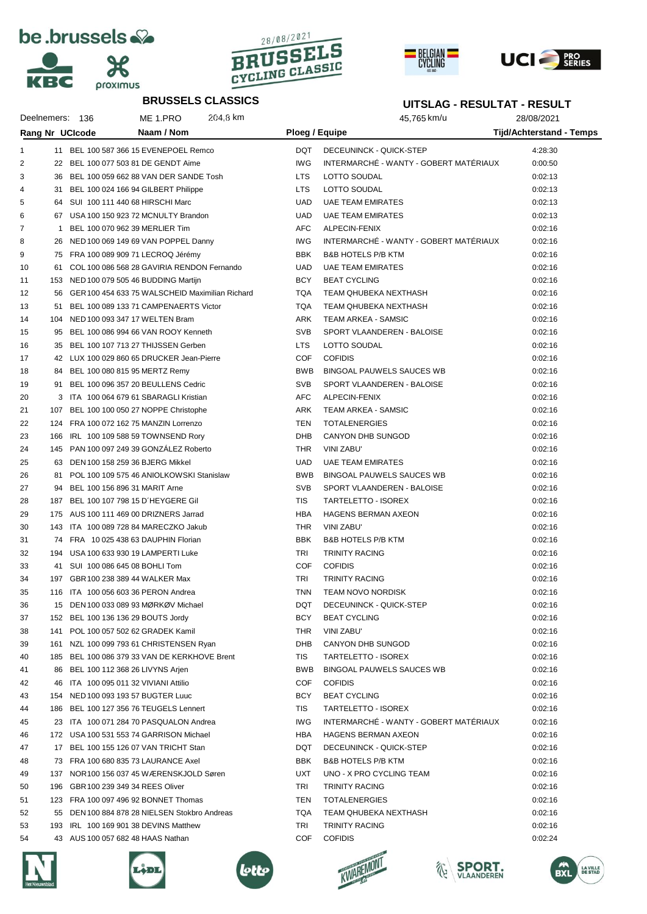# BRUSSELS CLASSICS

## UITSLAG - RESULTAT - RESULT

Deelnemers: 136 ME 1.PRO 204,8 km 45,765 km/u 28/08/2021

| Rang | Nr | UCIcode | Naam / Nom | Ploeg / Equipe | | Tijd/Achterstand - Temps |
|---|---|---|---|---|---|---|
| 1 | 11 | BEL 100 587 366 15 | EVENEPOEL Remco | DQT | DECEUNINCK - QUICK-STEP | 4:28:30 |
| 2 | 22 | BEL 100 077 503 81 | DE GENDT Aime | IWG | INTERMARCHÉ - WANTY - GOBERT MATÉRIAUX | 0:00:50 |
| 3 | 36 | BEL 100 059 662 88 | VAN DER SANDE Tosh | LTS | LOTTO SOUDAL | 0:02:13 |
| 4 | 31 | BEL 100 024 166 94 | GILBERT Philippe | LTS | LOTTO SOUDAL | 0:02:13 |
| 5 | 64 | SUI 100 111 440 68 | HIRSCHI Marc | UAD | UAE TEAM EMIRATES | 0:02:13 |
| 6 | 67 | USA 100 150 923 72 | MCNULTY Brandon | UAD | UAE TEAM EMIRATES | 0:02:13 |
| 7 | 1 | BEL 100 070 962 39 | MERLIER Tim | AFC | ALPECIN-FENIX | 0:02:16 |
| 8 | 26 | NED 100 069 149 69 | VAN POPPEL Danny | IWG | INTERMARCHÉ - WANTY - GOBERT MATÉRIAUX | 0:02:16 |
| 9 | 75 | FRA 100 089 909 71 | LECROQ Jérémy | BBK | B&B HOTELS P/B KTM | 0:02:16 |
| 10 | 61 | COL 100 086 568 28 | GAVIRIA RENDON Fernando | UAD | UAE TEAM EMIRATES | 0:02:16 |
| 11 | 153 | NED 100 079 505 46 | BUDDING Martijn | BCY | BEAT CYCLING | 0:02:16 |
| 12 | 56 | GER 100 454 633 75 | WALSCHEID Maximilian Richard | TQA | TEAM QHUBEKA NEXTHASH | 0:02:16 |
| 13 | 51 | BEL 100 089 133 71 | CAMPENAERTS Victor | TQA | TEAM QHUBEKA NEXTHASH | 0:02:16 |
| 14 | 104 | NED 100 093 347 17 | WELTEN Bram | ARK | TEAM ARKEA - SAMSIC | 0:02:16 |
| 15 | 95 | BEL 100 086 994 66 | VAN ROOY Kenneth | SVB | SPORT VLAANDEREN - BALOISE | 0:02:16 |
| 16 | 35 | BEL 100 107 713 27 | THIJSSEN Gerben | LTS | LOTTO SOUDAL | 0:02:16 |
| 17 | 42 | LUX 100 029 860 65 | DRUCKER Jean-Pierre | COF | COFIDIS | 0:02:16 |
| 18 | 84 | BEL 100 080 815 95 | MERTZ Remy | BWB | BINGOAL PAUWELS SAUCES WB | 0:02:16 |
| 19 | 91 | BEL 100 096 357 20 | BEULLENS Cedric | SVB | SPORT VLAANDEREN - BALOISE | 0:02:16 |
| 20 | 3 | ITA 100 064 679 61 | SBARAGLI Kristian | AFC | ALPECIN-FENIX | 0:02:16 |
| 21 | 107 | BEL 100 100 050 27 | NOPPE Christophe | ARK | TEAM ARKEA - SAMSIC | 0:02:16 |
| 22 | 124 | FRA 100 072 162 75 | MANZIN Lorrenzo | TEN | TOTALENERGIES | 0:02:16 |
| 23 | 166 | IRL 100 109 588 59 | TOWNSEND Rory | DHB | CANYON DHB SUNGOD | 0:02:16 |
| 24 | 145 | PAN 100 097 249 39 | GONZÁLEZ Roberto | THR | VINI ZABU' | 0:02:16 |
| 25 | 63 | DEN 100 158 259 36 | BJERG Mikkel | UAD | UAE TEAM EMIRATES | 0:02:16 |
| 26 | 81 | POL 100 109 575 46 | ANIOLKOWSKI Stanislaw | BWB | BINGOAL PAUWELS SAUCES WB | 0:02:16 |
| 27 | 94 | BEL 100 156 896 31 | MARIT Arne | SVB | SPORT VLAANDEREN - BALOISE | 0:02:16 |
| 28 | 187 | BEL 100 107 798 15 | D´HEYGERE Gil | TIS | TARTELETTO - ISOREX | 0:02:16 |
| 29 | 175 | AUS 100 111 469 00 | DRIZNERS Jarrad | HBA | HAGENS BERMAN AXEON | 0:02:16 |
| 30 | 143 | ITA 100 089 728 84 | MARECZKO Jakub | THR | VINI ZABU' | 0:02:16 |
| 31 | 74 | FRA 10 025 438 63 | DAUPHIN Florian | BBK | B&B HOTELS P/B KTM | 0:02:16 |
| 32 | 194 | USA 100 633 930 19 | LAMPERTI Luke | TRI | TRINITY RACING | 0:02:16 |
| 33 | 41 | SUI 100 086 645 08 | BOHLI Tom | COF | COFIDIS | 0:02:16 |
| 34 | 197 | GBR 100 238 389 44 | WALKER Max | TRI | TRINITY RACING | 0:02:16 |
| 35 | 116 | ITA 100 056 603 36 | PERON Andrea | TNN | TEAM NOVO NORDISK | 0:02:16 |
| 36 | 15 | DEN 100 033 089 93 | MØRKØV Michael | DQT | DECEUNINCK - QUICK-STEP | 0:02:16 |
| 37 | 152 | BEL 100 136 136 29 | BOUTS Jordy | BCY | BEAT CYCLING | 0:02:16 |
| 38 | 141 | POL 100 057 502 62 | GRADEK Kamil | THR | VINI ZABU' | 0:02:16 |
| 39 | 161 | NZL 100 099 793 61 | CHRISTENSEN Ryan | DHB | CANYON DHB SUNGOD | 0:02:16 |
| 40 | 185 | BEL 100 086 379 33 | VAN DE KERKHOVE Brent | TIS | TARTELETTO - ISOREX | 0:02:16 |
| 41 | 86 | BEL 100 112 368 26 | LIVYNS Arjen | BWB | BINGOAL PAUWELS SAUCES WB | 0:02:16 |
| 42 | 46 | ITA 100 095 011 32 | VIVIANI Attilio | COF | COFIDIS | 0:02:16 |
| 43 | 154 | NED 100 093 193 57 | BUGTER Luuc | BCY | BEAT CYCLING | 0:02:16 |
| 44 | 186 | BEL 100 127 356 76 | TEUGELS Lennert | TIS | TARTELETTO - ISOREX | 0:02:16 |
| 45 | 23 | ITA 100 071 284 70 | PASQUALON Andrea | IWG | INTERMARCHÉ - WANTY - GOBERT MATÉRIAUX | 0:02:16 |
| 46 | 172 | USA 100 531 553 74 | GARRISON Michael | HBA | HAGENS BERMAN AXEON | 0:02:16 |
| 47 | 17 | BEL 100 155 126 07 | VAN TRICHT Stan | DQT | DECEUNINCK - QUICK-STEP | 0:02:16 |
| 48 | 73 | FRA 100 680 835 73 | LAURANCE Axel | BBK | B&B HOTELS P/B KTM | 0:02:16 |
| 49 | 137 | NOR 100 156 037 45 | WÆRENSKJOLD Søren | UXT | UNO - X PRO CYCLING TEAM | 0:02:16 |
| 50 | 196 | GBR 100 239 349 34 | REES Oliver | TRI | TRINITY RACING | 0:02:16 |
| 51 | 123 | FRA 100 097 496 92 | BONNET Thomas | TEN | TOTALENERGIES | 0:02:16 |
| 52 | 55 | DEN 100 884 878 28 | NIELSEN Stokbro Andreas | TQA | TEAM QHUBEKA NEXTHASH | 0:02:16 |
| 53 | 193 | IRL 100 169 901 38 | DEVINS Matthew | TRI | TRINITY RACING | 0:02:16 |
| 54 | 43 | AUS 100 057 682 48 | HAAS Nathan | COF | COFIDIS | 0:02:24 |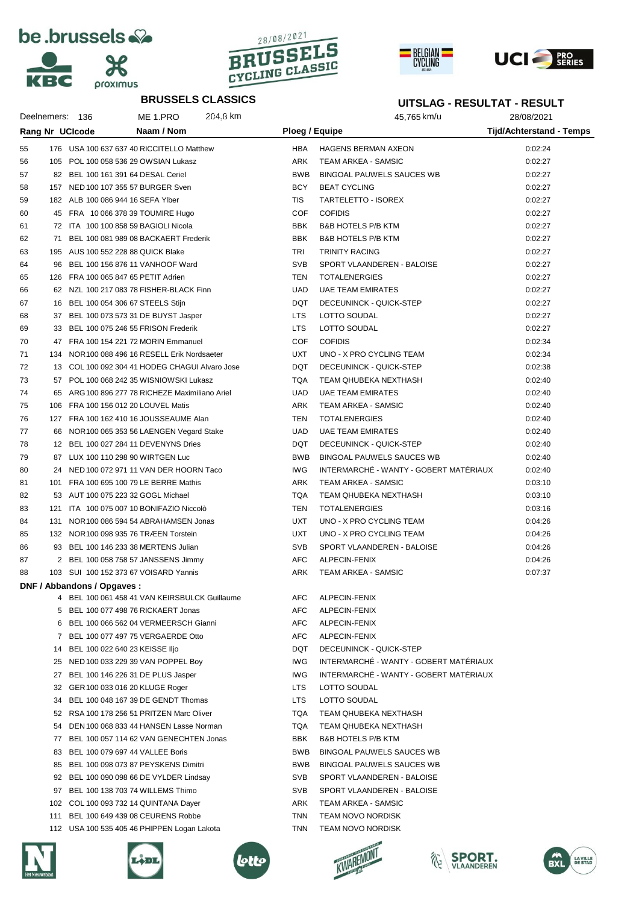**BRUSSELS CLASSICS**

**UITSLAG - RESULTAT - RESULT**

Deelnemers: 136 ME 1.PRO 204,8 km 45,765 km/u 28/08/2021

| Rang | Nr | UCIcode | Naam / Nom | Ploeg / Equipe | | Tijd/Achterstand - Temps |
|---|---|---|---|---|---|---|
| 55 | 176 | USA 100 637 637 40 | RICCITELLO Matthew | HBA | HAGENS BERMAN AXEON | 0:02:24 |
| 56 | 105 | POL 100 058 536 29 | OWSIAN Lukasz | ARK | TEAM ARKEA - SAMSIC | 0:02:27 |
| 57 | 82 | BEL 100 161 391 64 | DESAL Ceriel | BWB | BINGOAL PAUWELS SAUCES WB | 0:02:27 |
| 58 | 157 | NED 100 107 355 57 | BURGER Sven | BCY | BEAT CYCLING | 0:02:27 |
| 59 | 182 | ALB 100 086 944 16 | SEFA Ylber | TIS | TARTELETTO - ISOREX | 0:02:27 |
| 60 | 45 | FRA 10 066 378 39 | TOUMIRE Hugo | COF | COFIDIS | 0:02:27 |
| 61 | 72 | ITA 100 100 858 59 | BAGIOLI Nicola | BBK | B&B HOTELS P/B KTM | 0:02:27 |
| 62 | 71 | BEL 100 081 989 08 | BACKAERT Frederik | BBK | B&B HOTELS P/B KTM | 0:02:27 |
| 63 | 195 | AUS 100 552 228 88 | QUICK Blake | TRI | TRINITY RACING | 0:02:27 |
| 64 | 96 | BEL 100 156 876 11 | VANHOOF Ward | SVB | SPORT VLAANDEREN - BALOISE | 0:02:27 |
| 65 | 126 | FRA 100 065 847 65 | PETIT Adrien | TEN | TOTALENERGIES | 0:02:27 |
| 66 | 62 | NZL 100 217 083 78 | FISHER-BLACK Finn | UAD | UAE TEAM EMIRATES | 0:02:27 |
| 67 | 16 | BEL 100 054 306 67 | STEELS Stijn | DQT | DECEUNINCK - QUICK-STEP | 0:02:27 |
| 68 | 37 | BEL 100 073 573 31 | DE BUYST Jasper | LTS | LOTTO SOUDAL | 0:02:27 |
| 69 | 33 | BEL 100 075 246 55 | FRISON Frederik | LTS | LOTTO SOUDAL | 0:02:27 |
| 70 | 47 | FRA 100 154 221 72 | MORIN Emmanuel | COF | COFIDIS | 0:02:34 |
| 71 | 134 | NOR 100 088 496 16 | RESELL Erik Nordsaeter | UXT | UNO - X PRO CYCLING TEAM | 0:02:34 |
| 72 | 13 | COL 100 092 304 41 | HODEG CHAGUI Alvaro Jose | DQT | DECEUNINCK - QUICK-STEP | 0:02:38 |
| 73 | 57 | POL 100 068 242 35 | WISNIOWSKI Lukasz | TQA | TEAM QHUBEKA NEXTHASH | 0:02:40 |
| 74 | 65 | ARG 100 896 277 78 | RICHEZE Maximiliano Ariel | UAD | UAE TEAM EMIRATES | 0:02:40 |
| 75 | 106 | FRA 100 156 012 20 | LOUVEL Matis | ARK | TEAM ARKEA - SAMSIC | 0:02:40 |
| 76 | 127 | FRA 100 162 410 16 | JOUSSEAUME Alan | TEN | TOTALENERGIES | 0:02:40 |
| 77 | 66 | NOR 100 065 353 56 | LAENGEN Vegard Stake | UAD | UAE TEAM EMIRATES | 0:02:40 |
| 78 | 12 | BEL 100 027 284 11 | DEVENYNS Dries | DQT | DECEUNINCK - QUICK-STEP | 0:02:40 |
| 79 | 87 | LUX 100 110 298 90 | WIRTGEN Luc | BWB | BINGOAL PAUWELS SAUCES WB | 0:02:40 |
| 80 | 24 | NED 100 072 971 11 | VAN DER HOORN Taco | IWG | INTERMARCHÉ - WANTY - GOBERT MATÉRIAUX | 0:02:40 |
| 81 | 101 | FRA 100 695 100 79 | LE BERRE Mathis | ARK | TEAM ARKEA - SAMSIC | 0:03:10 |
| 82 | 53 | AUT 100 075 223 32 | GOGL Michael | TQA | TEAM QHUBEKA NEXTHASH | 0:03:10 |
| 83 | 121 | ITA 100 075 007 10 | BONIFAZIO Niccolò | TEN | TOTALENERGIES | 0:03:16 |
| 84 | 131 | NOR 100 086 594 54 | ABRAHAMSEN Jonas | UXT | UNO - X PRO CYCLING TEAM | 0:04:26 |
| 85 | 132 | NOR 100 098 935 76 | TRÆEN Torstein | UXT | UNO - X PRO CYCLING TEAM | 0:04:26 |
| 86 | 93 | BEL 100 146 233 38 | MERTENS Julian | SVB | SPORT VLAANDEREN - BALOISE | 0:04:26 |
| 87 | 2 | BEL 100 058 758 57 | JANSSENS Jimmy | AFC | ALPECIN-FENIX | 0:04:26 |
| 88 | 103 | SUI 100 152 373 67 | VOISARD Yannis | ARK | TEAM ARKEA - SAMSIC | 0:07:37 |

**DNF / Abbandons / Opgaves :**

| Nr | UCIcode | Naam / Nom | Ploeg / Equipe | |
|---|---|---|---|---|
| 4 | BEL 100 061 458 41 | VAN KEIRSBULCK Guillaume | AFC | ALPECIN-FENIX |
| 5 | BEL 100 077 498 76 | RICKAERT Jonas | AFC | ALPECIN-FENIX |
| 6 | BEL 100 066 562 04 | VERMEERSCH Gianni | AFC | ALPECIN-FENIX |
| 7 | BEL 100 077 497 75 | VERGAERDE Otto | AFC | ALPECIN-FENIX |
| 14 | BEL 100 022 640 23 | KEISSE Iljo | DQT | DECEUNINCK - QUICK-STEP |
| 25 | NED 100 033 229 39 | VAN POPPEL Boy | IWG | INTERMARCHÉ - WANTY - GOBERT MATÉRIAUX |
| 27 | BEL 100 146 226 31 | DE PLUS Jasper | IWG | INTERMARCHÉ - WANTY - GOBERT MATÉRIAUX |
| 32 | GER 100 033 016 20 | KLUGE Roger | LTS | LOTTO SOUDAL |
| 34 | BEL 100 048 167 39 | DE GENDT Thomas | LTS | LOTTO SOUDAL |
| 52 | RSA 100 178 256 51 | PRITZEN Marc Oliver | TQA | TEAM QHUBEKA NEXTHASH |
| 54 | DEN 100 068 833 44 | HANSEN Lasse Norman | TQA | TEAM QHUBEKA NEXTHASH |
| 77 | BEL 100 057 114 62 | VAN GENECHTEN Jonas | BBK | B&B HOTELS P/B KTM |
| 83 | BEL 100 079 697 44 | VALLEE Boris | BWB | BINGOAL PAUWELS SAUCES WB |
| 85 | BEL 100 098 073 87 | PEYSKENS Dimitri | BWB | BINGOAL PAUWELS SAUCES WB |
| 92 | BEL 100 090 098 66 | DE VYLDER Lindsay | SVB | SPORT VLAANDEREN - BALOISE |
| 97 | BEL 100 138 703 74 | WILLEMS Thimo | SVB | SPORT VLAANDEREN - BALOISE |
| 102 | COL 100 093 732 14 | QUINTANA Dayer | ARK | TEAM ARKEA - SAMSIC |
| 111 | BEL 100 649 439 08 | CEURENS Robbe | TNN | TEAM NOVO NORDISK |
| 112 | USA 100 535 405 46 | PHIPPEN Logan Lakota | TNN | TEAM NOVO NORDISK |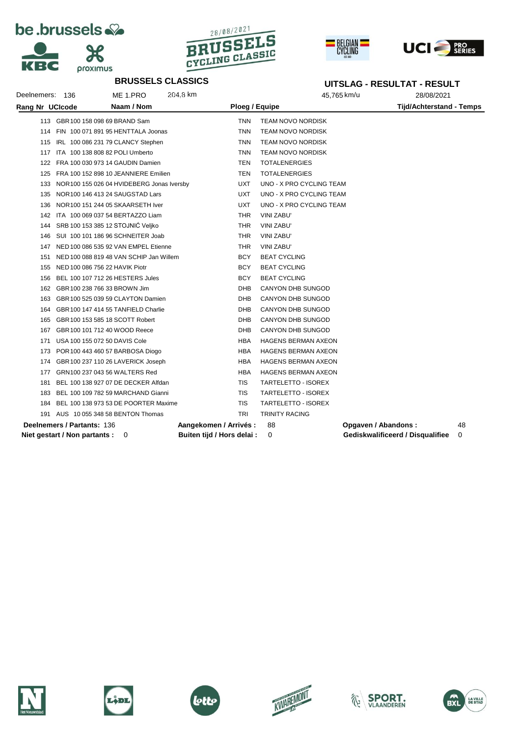## BRUSSELS CLASSICS

## UITSLAG - RESULTAT - RESULT

Deelnemers: 136 ME 1.PRO 204,8 km 45,765 km/u 28/08/2021

| Rang | Nr | UCIcode | Naam / Nom | Ploeg / Equipe | | Tijd/Achterstand - Temps |
|---|---|---|---|---|---|---|
| | 113 | GBR 100 158 098 69 | BRAND Sam | TNN | TEAM NOVO NORDISK | |
| | 114 | FIN 100 071 891 95 | HENTTALA Joonas | TNN | TEAM NOVO NORDISK | |
| | 115 | IRL 100 086 231 79 | CLANCY Stephen | TNN | TEAM NOVO NORDISK | |
| | 117 | ITA 100 138 808 82 | POLI Umberto | TNN | TEAM NOVO NORDISK | |
| | 122 | FRA 100 030 973 14 | GAUDIN Damien | TEN | TOTALENERGIES | |
| | 125 | FRA 100 152 898 10 | JEANNIERE Emilien | TEN | TOTALENERGIES | |
| | 133 | NOR 100 155 026 04 | HVIDEBERG Jonas Iversby | UXT | UNO - X PRO CYCLING TEAM | |
| | 135 | NOR 100 146 413 24 | SAUGSTAD Lars | UXT | UNO - X PRO CYCLING TEAM | |
| | 136 | NOR 100 151 244 05 | SKAARSETH Iver | UXT | UNO - X PRO CYCLING TEAM | |
| | 142 | ITA 100 069 037 54 | BERTAZZO Liam | THR | VINI ZABU' | |
| | 144 | SRB 100 153 385 12 | STOJNIĆ Veljko | THR | VINI ZABU' | |
| | 146 | SUI 100 101 186 96 | SCHNEITER Joab | THR | VINI ZABU' | |
| | 147 | NED 100 086 535 92 | VAN EMPEL Etienne | THR | VINI ZABU' | |
| | 151 | NED 100 088 819 48 | VAN SCHIP Jan Willem | BCY | BEAT CYCLING | |
| | 155 | NED 100 086 756 22 | HAVIK Piotr | BCY | BEAT CYCLING | |
| | 156 | BEL 100 107 712 26 | HESTERS Jules | BCY | BEAT CYCLING | |
| | 162 | GBR 100 238 766 33 | BROWN Jim | DHB | CANYON DHB SUNGOD | |
| | 163 | GBR 100 525 039 59 | CLAYTON Damien | DHB | CANYON DHB SUNGOD | |
| | 164 | GBR 100 147 414 55 | TANFIELD Charlie | DHB | CANYON DHB SUNGOD | |
| | 165 | GBR 100 153 585 18 | SCOTT Robert | DHB | CANYON DHB SUNGOD | |
| | 167 | GBR 100 101 712 40 | WOOD Reece | DHB | CANYON DHB SUNGOD | |
| | 171 | USA 100 155 072 50 | DAVIS Cole | HBA | HAGENS BERMAN AXEON | |
| | 173 | POR 100 443 460 57 | BARBOSA Diogo | HBA | HAGENS BERMAN AXEON | |
| | 174 | GBR 100 237 110 26 | LAVERICK Joseph | HBA | HAGENS BERMAN AXEON | |
| | 177 | GRN 100 237 043 56 | WALTERS Red | HBA | HAGENS BERMAN AXEON | |
| | 181 | BEL 100 138 927 07 | DE DECKER Alfdan | TIS | TARTELETTO - ISOREX | |
| | 183 | BEL 100 109 782 59 | MARCHAND Gianni | TIS | TARTELETTO - ISOREX | |
| | 184 | BEL 100 138 973 53 | DE POORTER Maxime | TIS | TARTELETTO - ISOREX | |
| | 191 | AUS 10 055 348 58 | BENTON Thomas | TRI | TRINITY RACING | |

**Deelnemers / Partants:** 136 **Aangekomen / Arrivés :** 88 **Opgaven / Abandons :** 48

**Niet gestart / Non partants :** 0 **Buiten tijd / Hors delai :** 0 **Gediskwalificeerd / Disqualifiee** 0